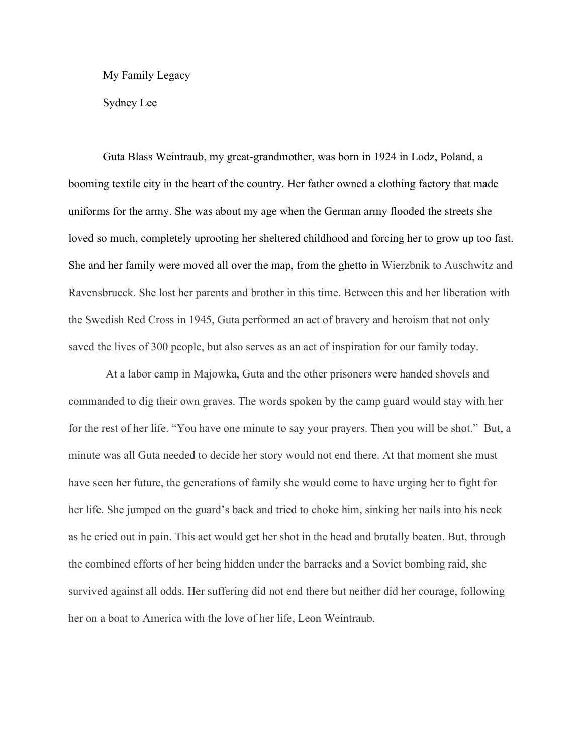My Family Legacy

Sydney Lee

Guta Blass Weintraub, my great-grandmother, was born in 1924 in Lodz, Poland, a booming textile city in the heart of the country. Her father owned a clothing factory that made uniforms for the army. She was about my age when the German army flooded the streets she loved so much, completely uprooting her sheltered childhood and forcing her to grow up too fast. She and her family were moved all over the map, from the ghetto in Wierzbnik to Auschwitz and Ravensbrueck. She lost her parents and brother in this time. Between this and her liberation with the Swedish Red Cross in 1945, Guta performed an act of bravery and heroism that not only saved the lives of 300 people, but also serves as an act of inspiration for our family today.

At a labor camp in Majowka, Guta and the other prisoners were handed shovels and commanded to dig their own graves. The words spoken by the camp guard would stay with her for the rest of her life. "You have one minute to say your prayers. Then you will be shot." But, a minute was all Guta needed to decide her story would not end there. At that moment she must have seen her future, the generations of family she would come to have urging her to fight for her life. She jumped on the guard's back and tried to choke him, sinking her nails into his neck as he cried out in pain. This act would get her shot in the head and brutally beaten. But, through the combined efforts of her being hidden under the barracks and a Soviet bombing raid, she survived against all odds. Her suffering did not end there but neither did her courage, following her on a boat to America with the love of her life, Leon Weintraub.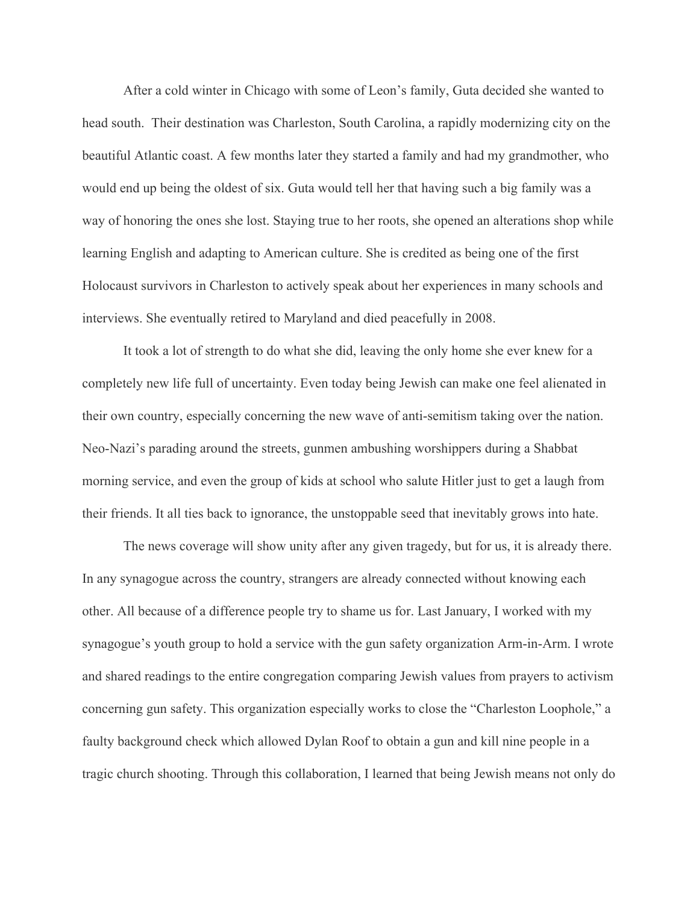After a cold winter in Chicago with some of Leon's family, Guta decided she wanted to head south. Their destination was Charleston, South Carolina, a rapidly modernizing city on the beautiful Atlantic coast. A few months later they started a family and had my grandmother, who would end up being the oldest of six. Guta would tell her that having such a big family was a way of honoring the ones she lost. Staying true to her roots, she opened an alterations shop while learning English and adapting to American culture. She is credited as being one of the first Holocaust survivors in Charleston to actively speak about her experiences in many schools and interviews. She eventually retired to Maryland and died peacefully in 2008.

It took a lot of strength to do what she did, leaving the only home she ever knew for a completely new life full of uncertainty. Even today being Jewish can make one feel alienated in their own country, especially concerning the new wave of anti-semitism taking over the nation. Neo-Nazi's parading around the streets, gunmen ambushing worshippers during a Shabbat morning service, and even the group of kids at school who salute Hitler just to get a laugh from their friends. It all ties back to ignorance, the unstoppable seed that inevitably grows into hate.

The news coverage will show unity after any given tragedy, but for us, it is already there. In any synagogue across the country, strangers are already connected without knowing each other. All because of a difference people try to shame us for. Last January, I worked with my synagogue's youth group to hold a service with the gun safety organization Arm-in-Arm. I wrote and shared readings to the entire congregation comparing Jewish values from prayers to activism concerning gun safety. This organization especially works to close the "Charleston Loophole," a faulty background check which allowed Dylan Roof to obtain a gun and kill nine people in a tragic church shooting. Through this collaboration, I learned that being Jewish means not only do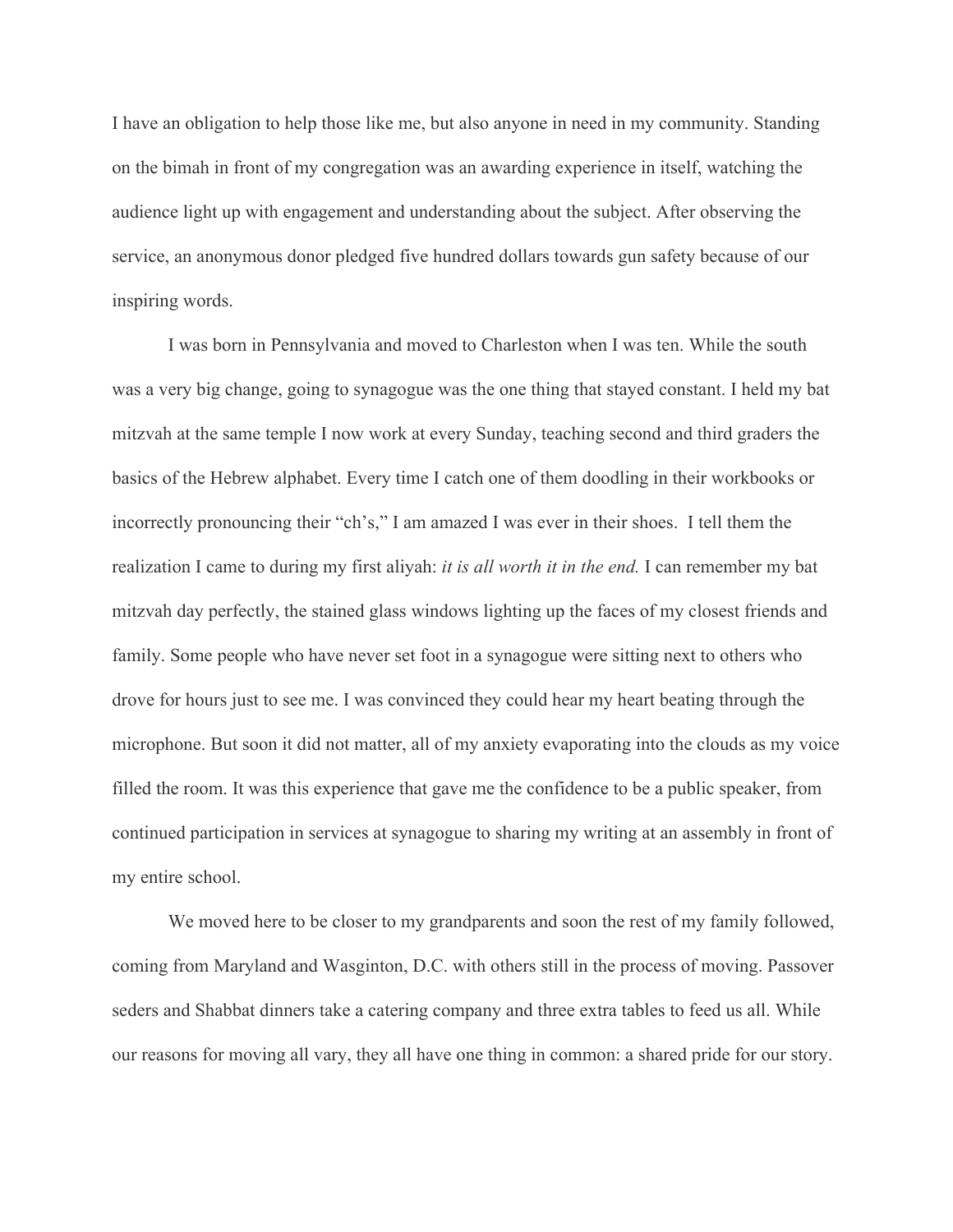I have an obligation to help those like me, but also anyone in need in my community. Standing on the bimah in front of my congregation was an awarding experience in itself, watching the audience light up with engagement and understanding about the subject. After observing the service, an anonymous donor pledged five hundred dollars towards gun safety because of our inspiring words.

I was born in Pennsylvania and moved to Charleston when I was ten. While the south was a very big change, going to synagogue was the one thing that stayed constant. I held my bat mitzvah at the same temple I now work at every Sunday, teaching second and third graders the basics of the Hebrew alphabet. Every time I catch one of them doodling in their workbooks or incorrectly pronouncing their "ch's," I am amazed I was ever in their shoes. I tell them the realization I came to during my first aliyah: *it is all worth it in the end.* I can remember my bat mitzvah day perfectly, the stained glass windows lighting up the faces of my closest friends and family. Some people who have never set foot in a synagogue were sitting next to others who drove for hours just to see me. I was convinced they could hear my heart beating through the microphone. But soon it did not matter, all of my anxiety evaporating into the clouds as my voice filled the room. It was this experience that gave me the confidence to be a public speaker, from continued participation in services at synagogue to sharing my writing at an assembly in front of my entire school.

We moved here to be closer to my grandparents and soon the rest of my family followed, coming from Maryland and Wasginton, D.C. with others still in the process of moving. Passover seders and Shabbat dinners take a catering company and three extra tables to feed us all. While our reasons for moving all vary, they all have one thing in common: a shared pride for our story.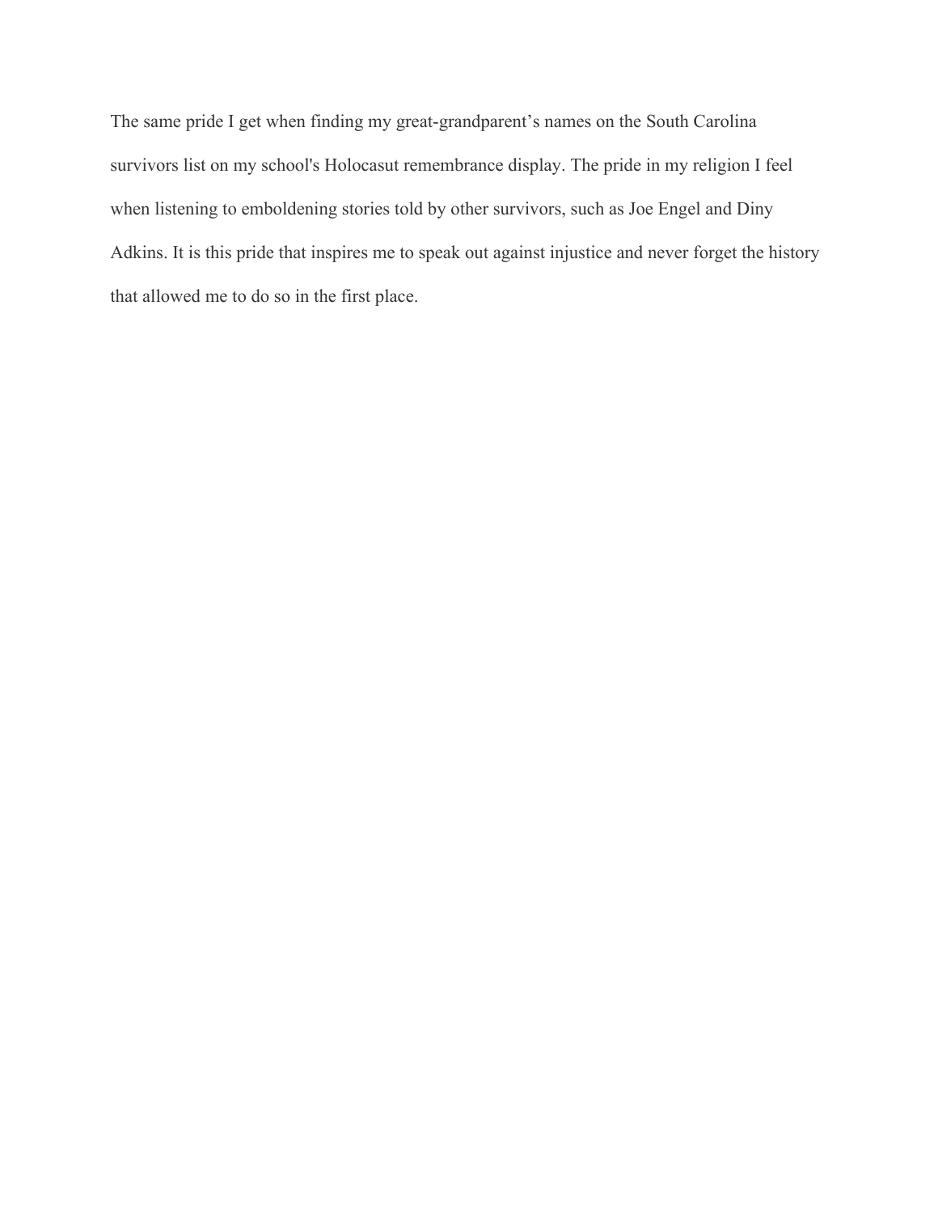The same pride I get when finding my great-grandparent’s names on the South Carolina survivors list on my school's Holocasut remembrance display. The pride in my religion I feel when listening to emboldening stories told by other survivors, such as Joe Engel and Diny Adkins. It is this pride that inspires me to speak out against injustice and never forget the history that allowed me to do so in the first place.